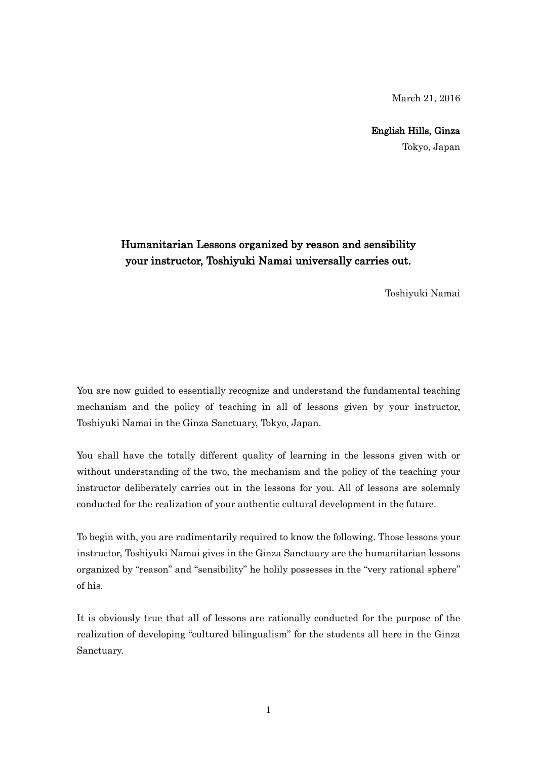March 21, 2016

**English Hills, Ginza**
Tokyo, Japan

## Humanitarian Lessons organized by reason and sensibility your instructor, Toshiyuki Namai universally carries out.

Toshiyuki Namai

You are now guided to essentially recognize and understand the fundamental teaching mechanism and the policy of teaching in all of lessons given by your instructor, Toshiyuki Namai in the Ginza Sanctuary, Tokyo, Japan.

You shall have the totally different quality of learning in the lessons given with or without understanding of the two, the mechanism and the policy of the teaching your instructor deliberately carries out in the lessons for you. All of lessons are solemnly conducted for the realization of your authentic cultural development in the future.

To begin with, you are rudimentarily required to know the following. Those lessons your instructor, Toshiyuki Namai gives in the Ginza Sanctuary are the humanitarian lessons organized by “reason” and “sensibility” he holily possesses in the “very rational sphere” of his.

It is obviously true that all of lessons are rationally conducted for the purpose of the realization of developing “cultured bilingualism” for the students all here in the Ginza Sanctuary.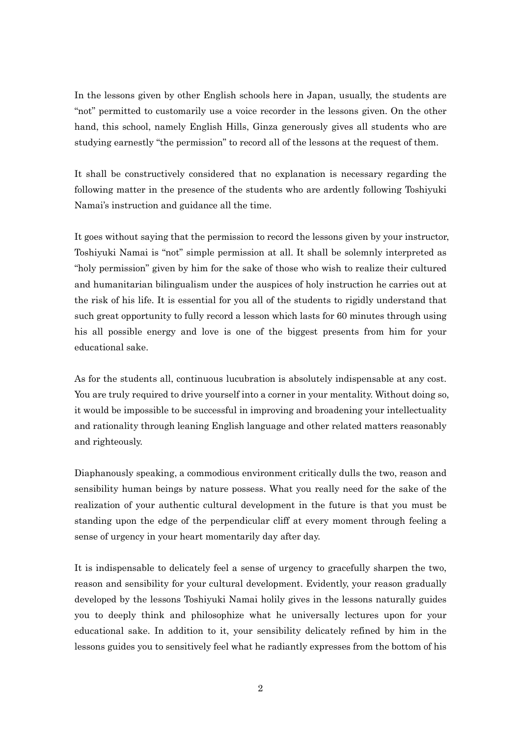In the lessons given by other English schools here in Japan, usually, the students are "not" permitted to customarily use a voice recorder in the lessons given. On the other hand, this school, namely English Hills, Ginza generously gives all students who are studying earnestly "the permission" to record all of the lessons at the request of them.

It shall be constructively considered that no explanation is necessary regarding the following matter in the presence of the students who are ardently following Toshiyuki Namai's instruction and guidance all the time.

It goes without saying that the permission to record the lessons given by your instructor, Toshiyuki Namai is "not" simple permission at all. It shall be solemnly interpreted as "holy permission" given by him for the sake of those who wish to realize their cultured and humanitarian bilingualism under the auspices of holy instruction he carries out at the risk of his life. It is essential for you all of the students to rigidly understand that such great opportunity to fully record a lesson which lasts for 60 minutes through using his all possible energy and love is one of the biggest presents from him for your educational sake.

As for the students all, continuous lucubration is absolutely indispensable at any cost. You are truly required to drive yourself into a corner in your mentality. Without doing so, it would be impossible to be successful in improving and broadening your intellectuality and rationality through leaning English language and other related matters reasonably and righteously.

Diaphanously speaking, a commodious environment critically dulls the two, reason and sensibility human beings by nature possess. What you really need for the sake of the realization of your authentic cultural development in the future is that you must be standing upon the edge of the perpendicular cliff at every moment through feeling a sense of urgency in your heart momentarily day after day.

It is indispensable to delicately feel a sense of urgency to gracefully sharpen the two, reason and sensibility for your cultural development. Evidently, your reason gradually developed by the lessons Toshiyuki Namai holily gives in the lessons naturally guides you to deeply think and philosophize what he universally lectures upon for your educational sake. In addition to it, your sensibility delicately refined by him in the lessons guides you to sensitively feel what he radiantly expresses from the bottom of his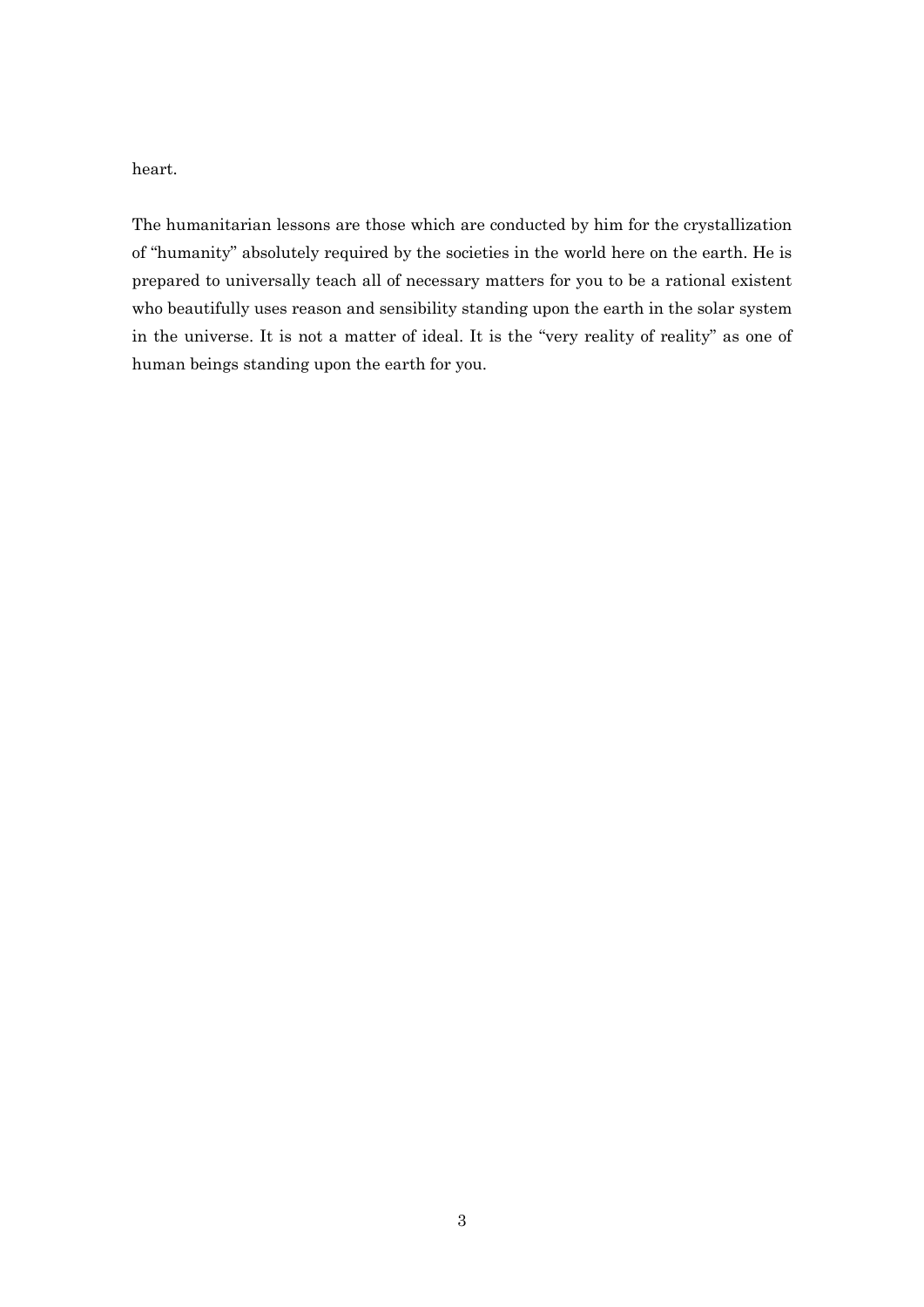heart.

The humanitarian lessons are those which are conducted by him for the crystallization of "humanity" absolutely required by the societies in the world here on the earth. He is prepared to universally teach all of necessary matters for you to be a rational existent who beautifully uses reason and sensibility standing upon the earth in the solar system in the universe. It is not a matter of ideal. It is the "very reality of reality" as one of human beings standing upon the earth for you.